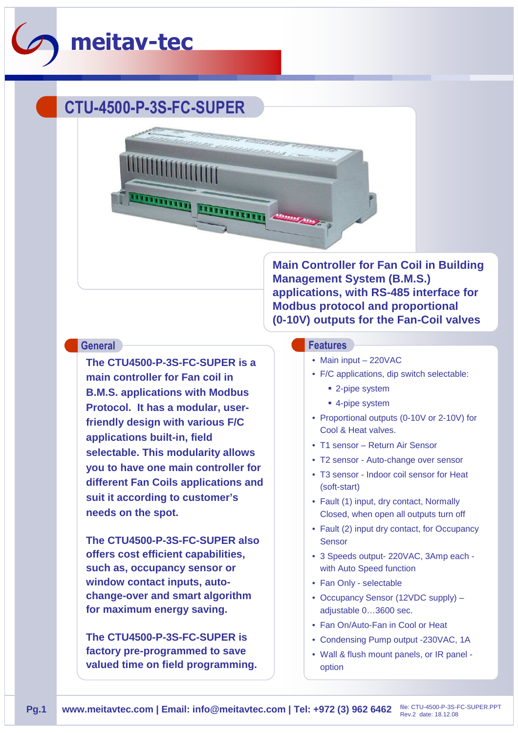meitav-tec

# CTU-4500-P-3S-FC-SUPER

**Main Controller for Fan Coil in Building Management System (B.M.S.) applications, with RS-485 interface for Modbus protocol and proportional (0-10V) outputs for the Fan-Coil valves**

## General

**The CTU4500-P-3S-FC-SUPER is a main controller for Fan coil in B.M.S. applications with Modbus Protocol. It has a modular, user-friendly design with various F/C applications built-in, field selectable. This modularity allows you to have one main controller for different Fan Coils applications and suit it according to customer's needs on the spot.**

**The CTU4500-P-3S-FC-SUPER also offers cost efficient capabilities, such as, occupancy sensor or window contact inputs, auto-change-over and smart algorithm for maximum energy saving.**

**The CTU4500-P-3S-FC-SUPER is factory pre-programmed to save valued time on field programming.**

## Features

- Main input – 220VAC
- F/C applications, dip switch selectable:
  - 2-pipe system
  - 4-pipe system
- Proportional outputs (0-10V or 2-10V) for Cool & Heat valves.
- T1 sensor – Return Air Sensor
- T2 sensor - Auto-change over sensor
- T3 sensor - Indoor coil sensor for Heat (soft-start)
- Fault (1) input, dry contact, Normally Closed, when open all outputs turn off
- Fault (2) input dry contact, for Occupancy Sensor
- 3 Speeds output- 220VAC, 3Amp each - with Auto Speed function
- Fan Only - selectable
- Occupancy Sensor (12VDC supply) – adjustable 0…3600 sec.
- Fan On/Auto-Fan in Cool or Heat
- Condensing Pump output -230VAC, 1A
- Wall & flush mount panels, or IR panel - option

www.meitavtec.com | Email: info@meitavtec.com | Tel: +972 (3) 962 6462 file: CTU-4500-P-3S-FC-SUPER.PPT Rev.2 date: 18.12.08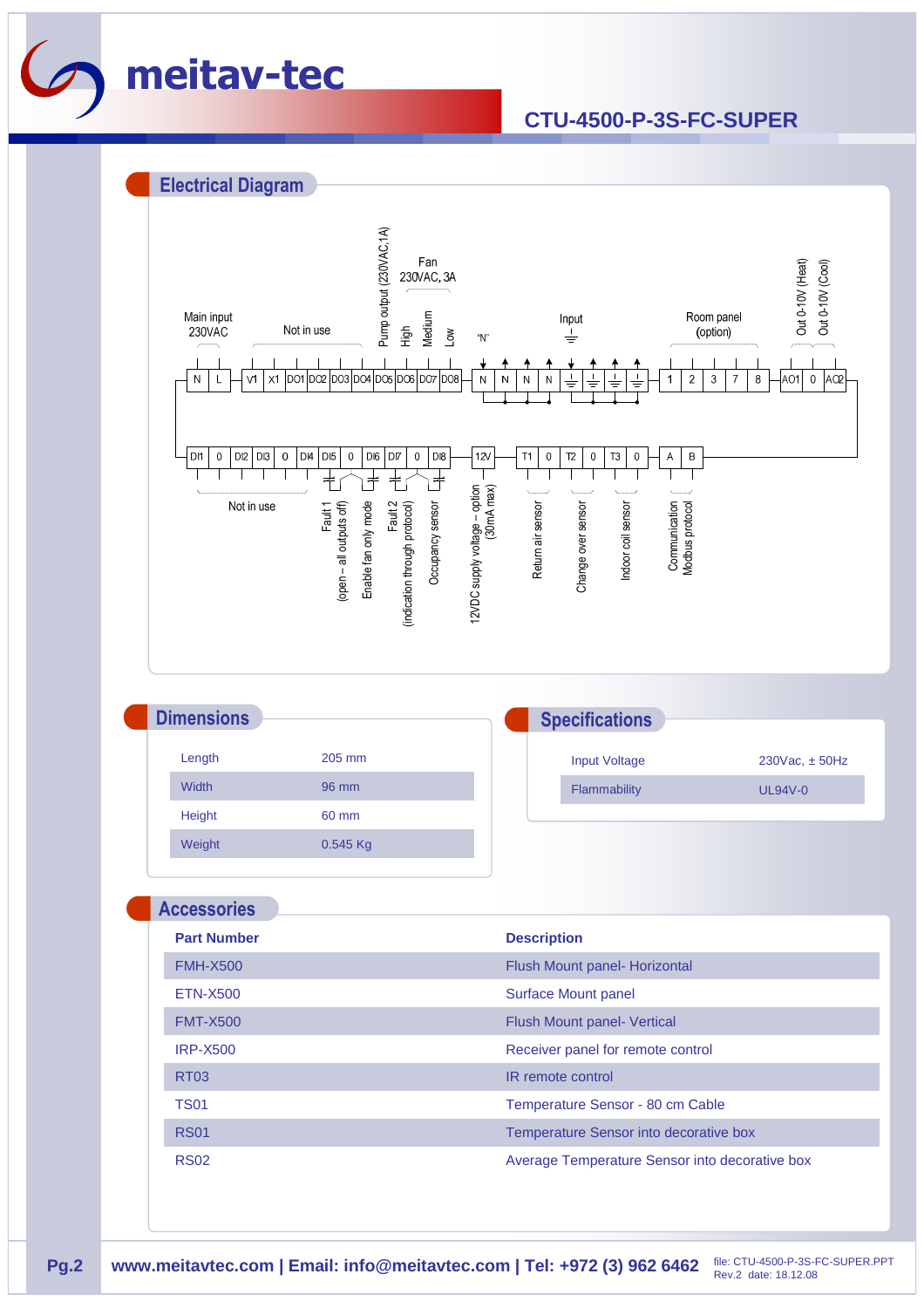# CTU-4500-P-3S-FC-SUPER

## Electrical Diagram

Main input 230VAC
Not in use
Pump output (230VAC,1A)
Fan 230VAC, 3A
High
Medium
Low
"N"
Input
Room panel (option)
Out 0-10V (Heat)
Out 0-10V (Cool)

N | L | V1 | X1 | DO1 | DO2 | DO3 | DO4 | DO5 | DO6 | DO7 | DO8 | N | N | N | N | 1 | 2 | 3 | 7 | 8 | AO1 | 0 | AO2

DI1 | 0 | DI2 | DI3 | 0 | DI4 | DI5 | 0 | DI6 | DI7 | 0 | DI8 | 12V | T1 | 0 | T2 | 0 | T3 | 0 | A | B

Not in use
Fault 1 (open – all outputs off)
Enable fan only mode
Fault 2 (indication through protocol)
Occupancy sensor
12VDC supply voltage – option (30mA max)
Return air sensor
Change over sensor
Indoor coil sensor
Communication Modbus protocol

## Dimensions

| | |
|---|---|
| Length | 205 mm |
| Width | 96 mm |
| Height | 60 mm |
| Weight | 0.545 Kg |

## Specifications

| | |
|---|---|
| Input Voltage | 230Vac, ± 50Hz |
| Flammability | UL94V-0 |

## Accessories

| Part Number | Description |
|---|---|
| FMH-X500 | Flush Mount panel- Horizontal |
| ETN-X500 | Surface Mount panel |
| FMT-X500 | Flush Mount panel- Vertical |
| IRP-X500 | Receiver panel for remote control |
| RT03 | IR remote control |
| TS01 | Temperature Sensor - 80 cm Cable |
| RS01 | Temperature Sensor into decorative box |
| RS02 | Average Temperature Sensor into decorative box |

www.meitavtec.com | Email: info@meitavtec.com | Tel: +972 (3) 962 6462

file: CTU-4500-P-3S-FC-SUPER.PPT Rev.2 date: 18.12.08